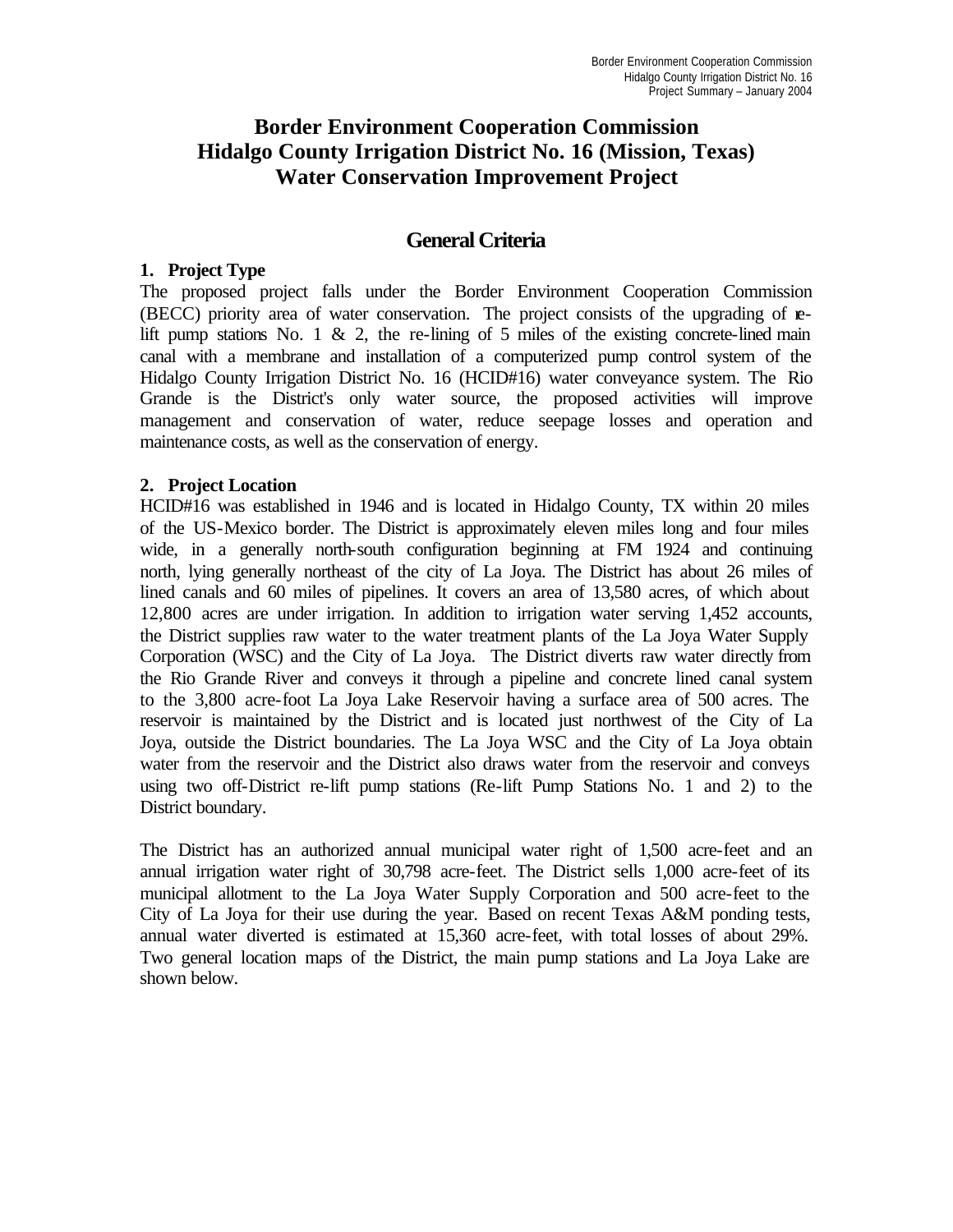# Border Environment Cooperation Commission
# Hidalgo County Irrigation District No. 16 (Mission, Texas)
# Water Conservation Improvement Project

## General Criteria

### 1. Project Type

The proposed project falls under the Border Environment Cooperation Commission (BECC) priority area of water conservation. The project consists of the upgrading of re-lift pump stations No. 1 & 2, the re-lining of 5 miles of the existing concrete-lined main canal with a membrane and installation of a computerized pump control system of the Hidalgo County Irrigation District No. 16 (HCID#16) water conveyance system. The Rio Grande is the District's only water source, the proposed activities will improve management and conservation of water, reduce seepage losses and operation and maintenance costs, as well as the conservation of energy.

### 2. Project Location

HCID#16 was established in 1946 and is located in Hidalgo County, TX within 20 miles of the US-Mexico border. The District is approximately eleven miles long and four miles wide, in a generally north-south configuration beginning at FM 1924 and continuing north, lying generally northeast of the city of La Joya. The District has about 26 miles of lined canals and 60 miles of pipelines. It covers an area of 13,580 acres, of which about 12,800 acres are under irrigation. In addition to irrigation water serving 1,452 accounts, the District supplies raw water to the water treatment plants of the La Joya Water Supply Corporation (WSC) and the City of La Joya. The District diverts raw water directly from the Rio Grande River and conveys it through a pipeline and concrete lined canal system to the 3,800 acre-foot La Joya Lake Reservoir having a surface area of 500 acres. The reservoir is maintained by the District and is located just northwest of the City of La Joya, outside the District boundaries. The La Joya WSC and the City of La Joya obtain water from the reservoir and the District also draws water from the reservoir and conveys using two off-District re-lift pump stations (Re-lift Pump Stations No. 1 and 2) to the District boundary.

The District has an authorized annual municipal water right of 1,500 acre-feet and an annual irrigation water right of 30,798 acre-feet. The District sells 1,000 acre-feet of its municipal allotment to the La Joya Water Supply Corporation and 500 acre-feet to the City of La Joya for their use during the year. Based on recent Texas A&M ponding tests, annual water diverted is estimated at 15,360 acre-feet, with total losses of about 29%. Two general location maps of the District, the main pump stations and La Joya Lake are shown below.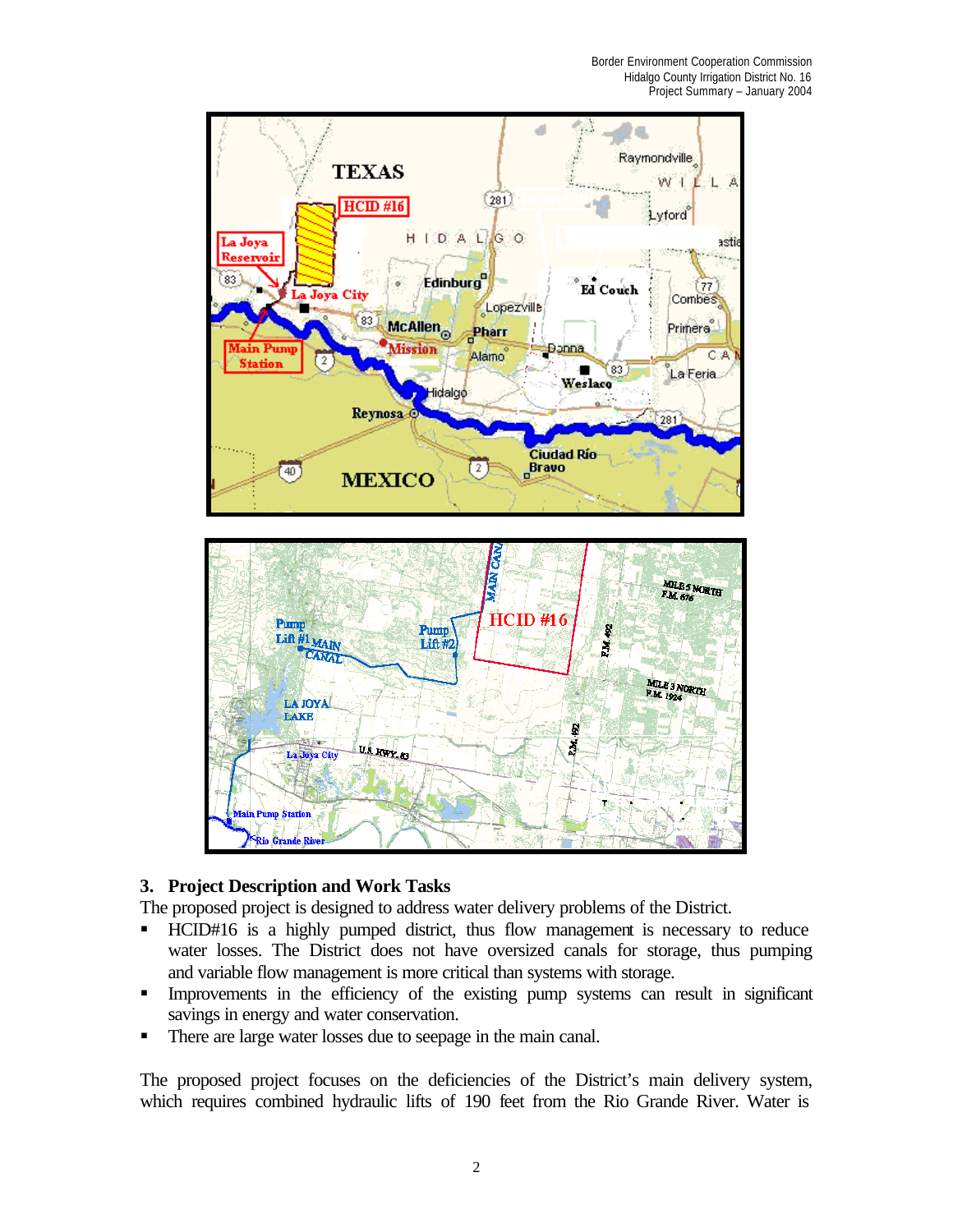## 3. Project Description and Work Tasks

The proposed project is designed to address water delivery problems of the District.

- HCID#16 is a highly pumped district, thus flow management is necessary to reduce water losses. The District does not have oversized canals for storage, thus pumping and variable flow management is more critical than systems with storage.
- Improvements in the efficiency of the existing pump systems can result in significant savings in energy and water conservation.
- There are large water losses due to seepage in the main canal.

The proposed project focuses on the deficiencies of the District's main delivery system, which requires combined hydraulic lifts of 190 feet from the Rio Grande River. Water is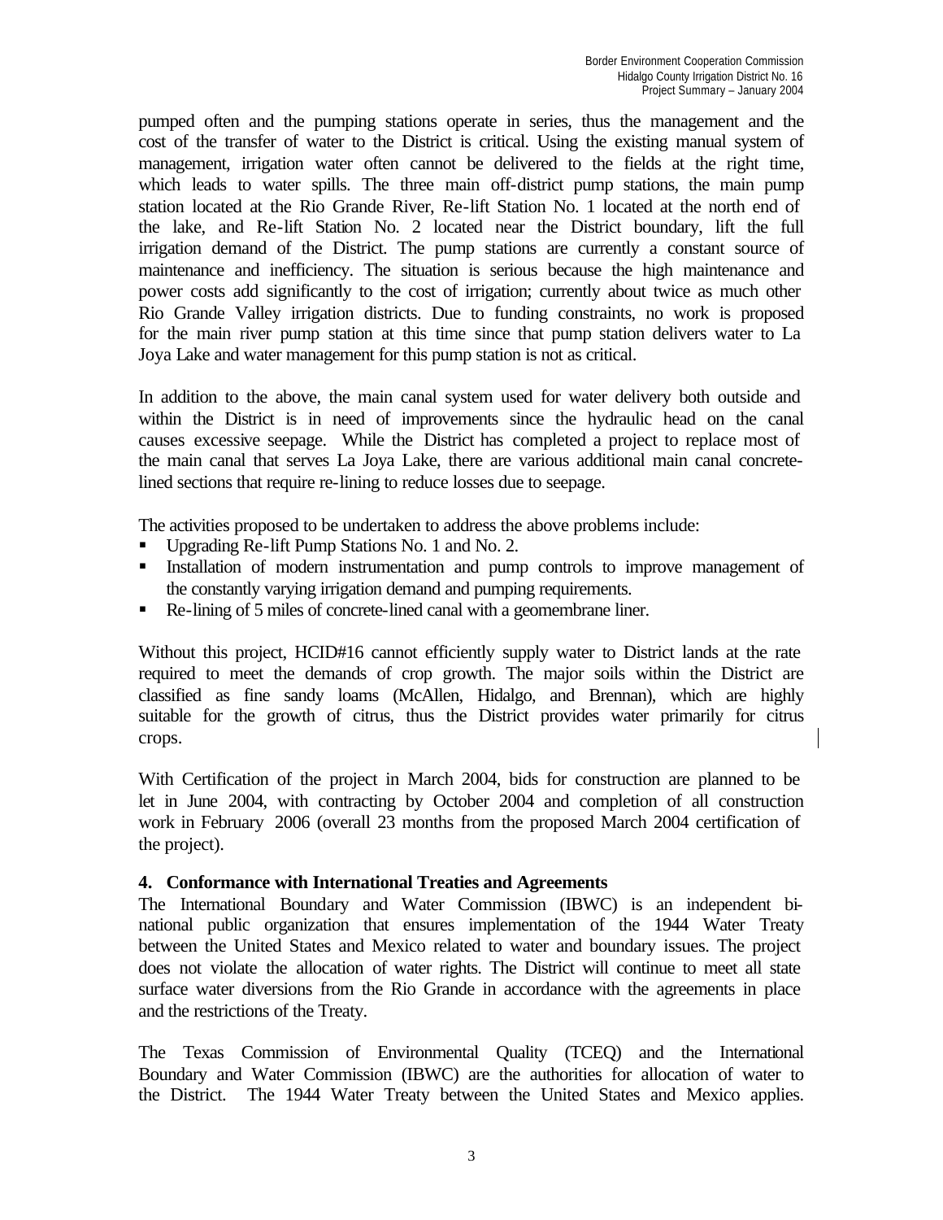pumped often and the pumping stations operate in series, thus the management and the cost of the transfer of water to the District is critical. Using the existing manual system of management, irrigation water often cannot be delivered to the fields at the right time, which leads to water spills. The three main off-district pump stations, the main pump station located at the Rio Grande River, Re-lift Station No. 1 located at the north end of the lake, and Re-lift Station No. 2 located near the District boundary, lift the full irrigation demand of the District. The pump stations are currently a constant source of maintenance and inefficiency. The situation is serious because the high maintenance and power costs add significantly to the cost of irrigation; currently about twice as much other Rio Grande Valley irrigation districts. Due to funding constraints, no work is proposed for the main river pump station at this time since that pump station delivers water to La Joya Lake and water management for this pump station is not as critical.

In addition to the above, the main canal system used for water delivery both outside and within the District is in need of improvements since the hydraulic head on the canal causes excessive seepage. While the District has completed a project to replace most of the main canal that serves La Joya Lake, there are various additional main canal concrete-lined sections that require re-lining to reduce losses due to seepage.

The activities proposed to be undertaken to address the above problems include:

- Upgrading Re-lift Pump Stations No. 1 and No. 2.
- Installation of modern instrumentation and pump controls to improve management of the constantly varying irrigation demand and pumping requirements.
- Re-lining of 5 miles of concrete-lined canal with a geomembrane liner.

Without this project, HCID#16 cannot efficiently supply water to District lands at the rate required to meet the demands of crop growth. The major soils within the District are classified as fine sandy loams (McAllen, Hidalgo, and Brennan), which are highly suitable for the growth of citrus, thus the District provides water primarily for citrus crops.

With Certification of the project in March 2004, bids for construction are planned to be let in June 2004, with contracting by October 2004 and completion of all construction work in February 2006 (overall 23 months from the proposed March 2004 certification of the project).

## 4. Conformance with International Treaties and Agreements

The International Boundary and Water Commission (IBWC) is an independent bi-national public organization that ensures implementation of the 1944 Water Treaty between the United States and Mexico related to water and boundary issues. The project does not violate the allocation of water rights. The District will continue to meet all state surface water diversions from the Rio Grande in accordance with the agreements in place and the restrictions of the Treaty.

The Texas Commission of Environmental Quality (TCEQ) and the International Boundary and Water Commission (IBWC) are the authorities for allocation of water to the District. The 1944 Water Treaty between the United States and Mexico applies.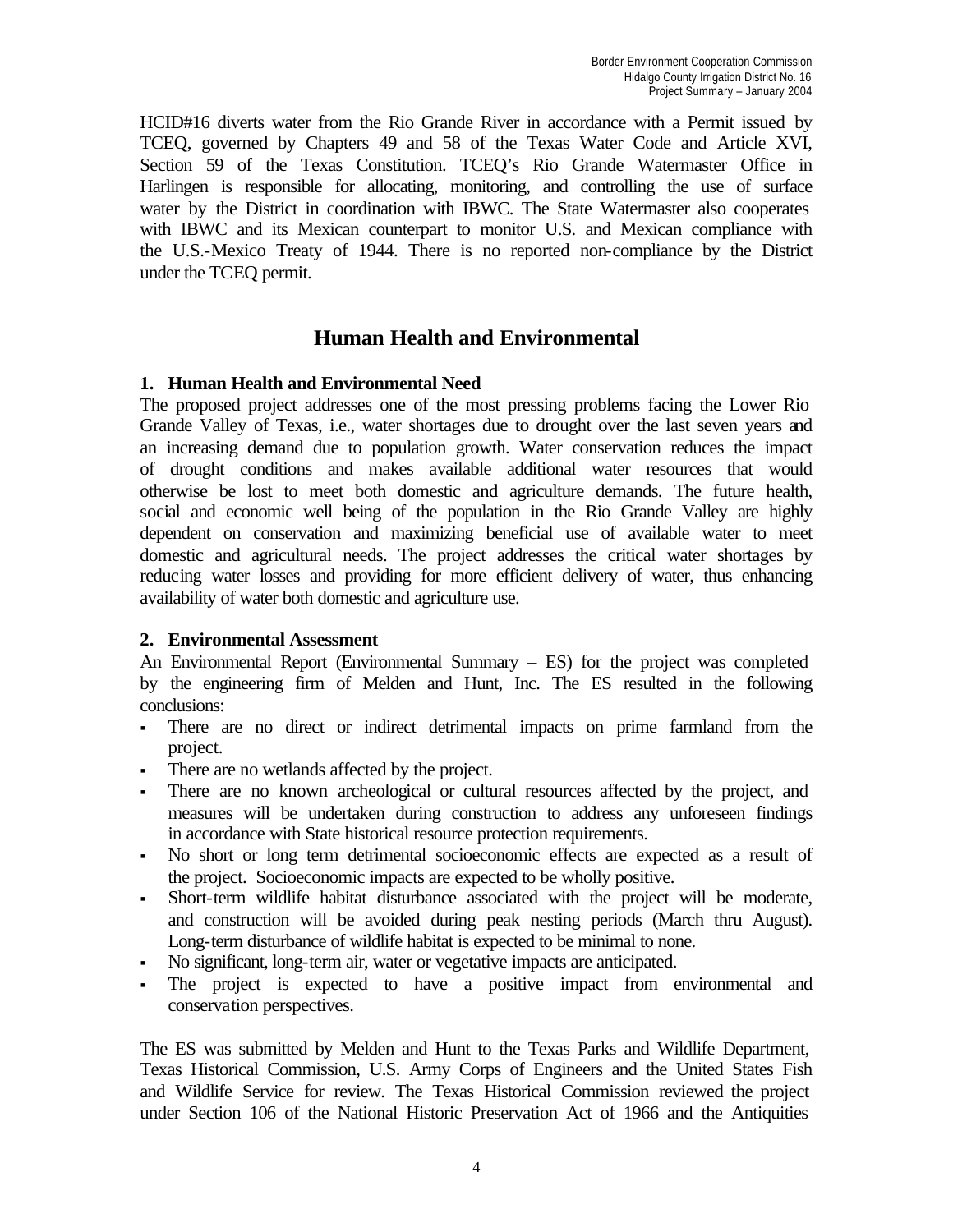HCID#16 diverts water from the Rio Grande River in accordance with a Permit issued by TCEQ, governed by Chapters 49 and 58 of the Texas Water Code and Article XVI, Section 59 of the Texas Constitution. TCEQ's Rio Grande Watermaster Office in Harlingen is responsible for allocating, monitoring, and controlling the use of surface water by the District in coordination with IBWC. The State Watermaster also cooperates with IBWC and its Mexican counterpart to monitor U.S. and Mexican compliance with the U.S.-Mexico Treaty of 1944. There is no reported non-compliance by the District under the TCEQ permit.

## Human Health and Environmental

### 1. Human Health and Environmental Need

The proposed project addresses one of the most pressing problems facing the Lower Rio Grande Valley of Texas, i.e., water shortages due to drought over the last seven years and an increasing demand due to population growth. Water conservation reduces the impact of drought conditions and makes available additional water resources that would otherwise be lost to meet both domestic and agriculture demands. The future health, social and economic well being of the population in the Rio Grande Valley are highly dependent on conservation and maximizing beneficial use of available water to meet domestic and agricultural needs. The project addresses the critical water shortages by reducing water losses and providing for more efficient delivery of water, thus enhancing availability of water both domestic and agriculture use.

### 2. Environmental Assessment

An Environmental Report (Environmental Summary – ES) for the project was completed by the engineering firm of Melden and Hunt, Inc. The ES resulted in the following conclusions:

- There are no direct or indirect detrimental impacts on prime farmland from the project.
- There are no wetlands affected by the project.
- There are no known archeological or cultural resources affected by the project, and measures will be undertaken during construction to address any unforeseen findings in accordance with State historical resource protection requirements.
- No short or long term detrimental socioeconomic effects are expected as a result of the project. Socioeconomic impacts are expected to be wholly positive.
- Short-term wildlife habitat disturbance associated with the project will be moderate, and construction will be avoided during peak nesting periods (March thru August). Long-term disturbance of wildlife habitat is expected to be minimal to none.
- No significant, long-term air, water or vegetative impacts are anticipated.
- The project is expected to have a positive impact from environmental and conservation perspectives.

The ES was submitted by Melden and Hunt to the Texas Parks and Wildlife Department, Texas Historical Commission, U.S. Army Corps of Engineers and the United States Fish and Wildlife Service for review. The Texas Historical Commission reviewed the project under Section 106 of the National Historic Preservation Act of 1966 and the Antiquities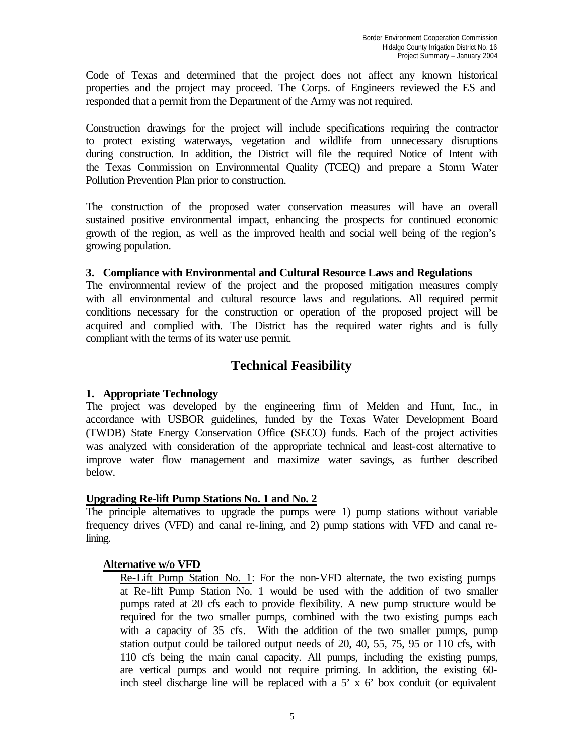Code of Texas and determined that the project does not affect any known historical properties and the project may proceed. The Corps. of Engineers reviewed the ES and responded that a permit from the Department of the Army was not required.

Construction drawings for the project will include specifications requiring the contractor to protect existing waterways, vegetation and wildlife from unnecessary disruptions during construction. In addition, the District will file the required Notice of Intent with the Texas Commission on Environmental Quality (TCEQ) and prepare a Storm Water Pollution Prevention Plan prior to construction.

The construction of the proposed water conservation measures will have an overall sustained positive environmental impact, enhancing the prospects for continued economic growth of the region, as well as the improved health and social well being of the region's growing population.

**3. Compliance with Environmental and Cultural Resource Laws and Regulations**

The environmental review of the project and the proposed mitigation measures comply with all environmental and cultural resource laws and regulations. All required permit conditions necessary for the construction or operation of the proposed project will be acquired and complied with. The District has the required water rights and is fully compliant with the terms of its water use permit.

## Technical Feasibility

**1. Appropriate Technology**

The project was developed by the engineering firm of Melden and Hunt, Inc., in accordance with USBOR guidelines, funded by the Texas Water Development Board (TWDB) State Energy Conservation Office (SECO) funds. Each of the project activities was analyzed with consideration of the appropriate technical and least-cost alternative to improve water flow management and maximize water savings, as further described below.

**Upgrading Re-lift Pump Stations No. 1 and No. 2**

The principle alternatives to upgrade the pumps were 1) pump stations without variable frequency drives (VFD) and canal re-lining, and 2) pump stations with VFD and canal re-lining.

**Alternative w/o VFD**

Re-Lift Pump Station No. 1: For the non-VFD alternate, the two existing pumps at Re-lift Pump Station No. 1 would be used with the addition of two smaller pumps rated at 20 cfs each to provide flexibility. A new pump structure would be required for the two smaller pumps, combined with the two existing pumps each with a capacity of 35 cfs. With the addition of the two smaller pumps, pump station output could be tailored output needs of 20, 40, 55, 75, 95 or 110 cfs, with 110 cfs being the main canal capacity. All pumps, including the existing pumps, are vertical pumps and would not require priming. In addition, the existing 60-inch steel discharge line will be replaced with a 5' x 6' box conduit (or equivalent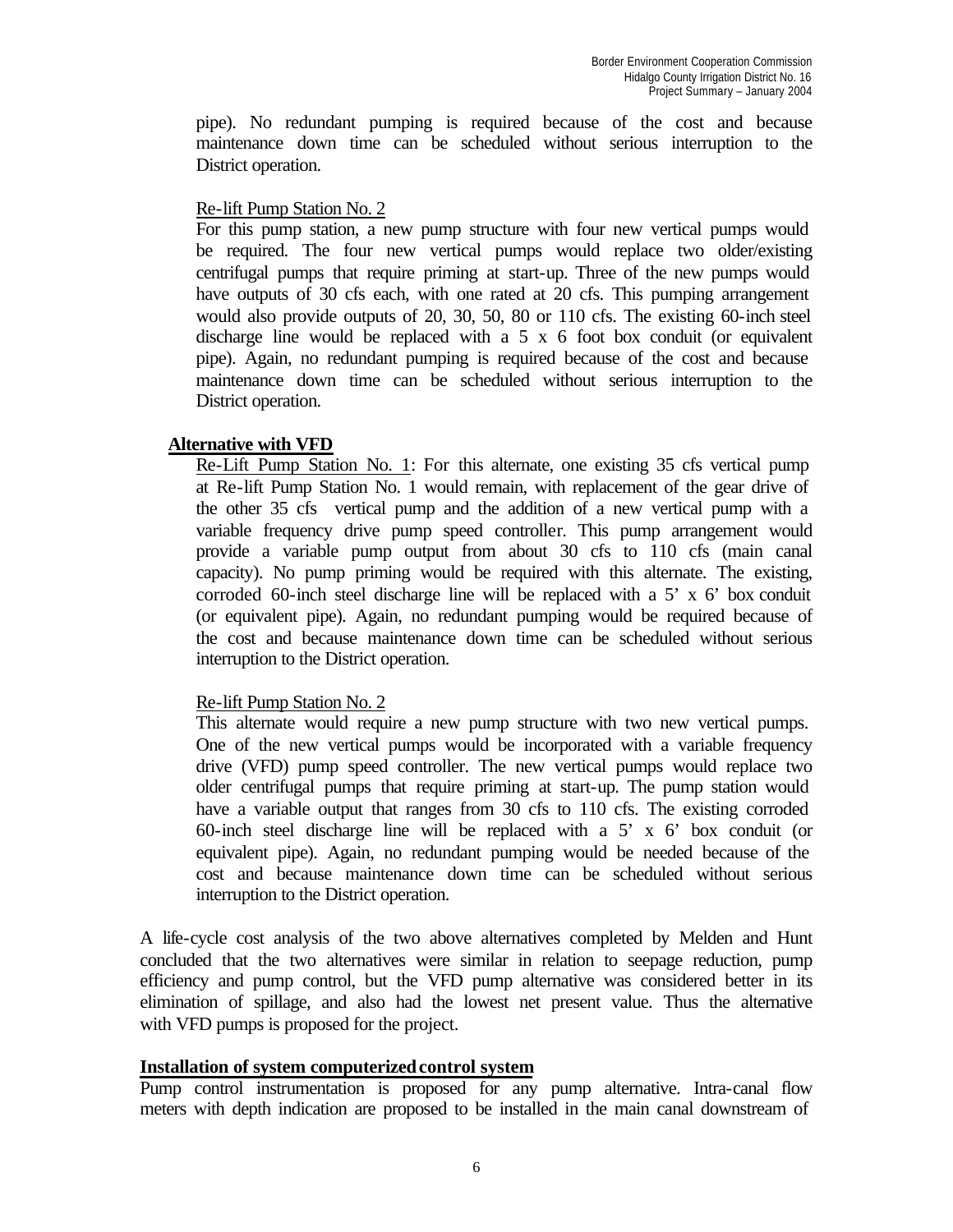pipe). No redundant pumping is required because of the cost and because maintenance down time can be scheduled without serious interruption to the District operation.

Re-lift Pump Station No. 2

For this pump station, a new pump structure with four new vertical pumps would be required. The four new vertical pumps would replace two older/existing centrifugal pumps that require priming at start-up. Three of the new pumps would have outputs of 30 cfs each, with one rated at 20 cfs. This pumping arrangement would also provide outputs of 20, 30, 50, 80 or 110 cfs. The existing 60-inch steel discharge line would be replaced with a 5 x 6 foot box conduit (or equivalent pipe). Again, no redundant pumping is required because of the cost and because maintenance down time can be scheduled without serious interruption to the District operation.

**Alternative with VFD**

Re-Lift Pump Station No. 1: For this alternate, one existing 35 cfs vertical pump at Re-lift Pump Station No. 1 would remain, with replacement of the gear drive of the other 35 cfs vertical pump and the addition of a new vertical pump with a variable frequency drive pump speed controller. This pump arrangement would provide a variable pump output from about 30 cfs to 110 cfs (main canal capacity). No pump priming would be required with this alternate. The existing, corroded 60-inch steel discharge line will be replaced with a 5' x 6' box conduit (or equivalent pipe). Again, no redundant pumping would be required because of the cost and because maintenance down time can be scheduled without serious interruption to the District operation.

Re-lift Pump Station No. 2

This alternate would require a new pump structure with two new vertical pumps. One of the new vertical pumps would be incorporated with a variable frequency drive (VFD) pump speed controller. The new vertical pumps would replace two older centrifugal pumps that require priming at start-up. The pump station would have a variable output that ranges from 30 cfs to 110 cfs. The existing corroded 60-inch steel discharge line will be replaced with a 5' x 6' box conduit (or equivalent pipe). Again, no redundant pumping would be needed because of the cost and because maintenance down time can be scheduled without serious interruption to the District operation.

A life-cycle cost analysis of the two above alternatives completed by Melden and Hunt concluded that the two alternatives were similar in relation to seepage reduction, pump efficiency and pump control, but the VFD pump alternative was considered better in its elimination of spillage, and also had the lowest net present value. Thus the alternative with VFD pumps is proposed for the project.

**Installation of system computerized control system**

Pump control instrumentation is proposed for any pump alternative. Intra-canal flow meters with depth indication are proposed to be installed in the main canal downstream of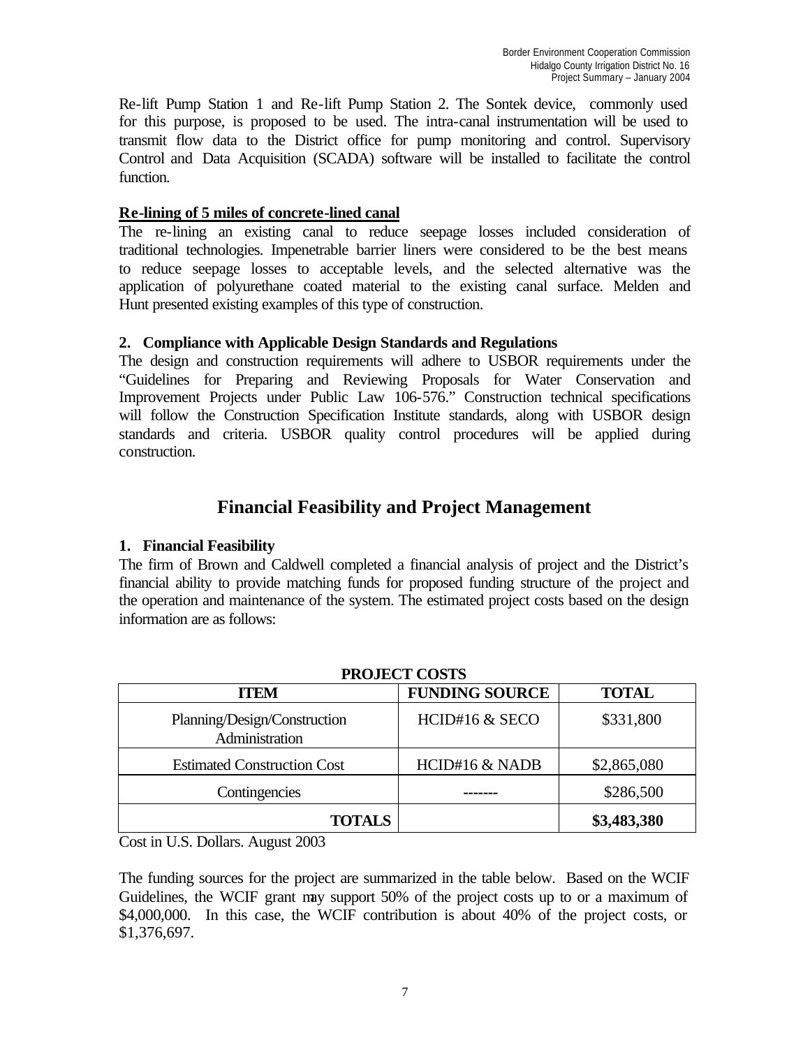Re-lift Pump Station 1 and Re-lift Pump Station 2. The Sontek device, commonly used for this purpose, is proposed to be used. The intra-canal instrumentation will be used to transmit flow data to the District office for pump monitoring and control. Supervisory Control and Data Acquisition (SCADA) software will be installed to facilitate the control function.

**Re-lining of 5 miles of concrete-lined canal**

The re-lining an existing canal to reduce seepage losses included consideration of traditional technologies. Impenetrable barrier liners were considered to be the best means to reduce seepage losses to acceptable levels, and the selected alternative was the application of polyurethane coated material to the existing canal surface. Melden and Hunt presented existing examples of this type of construction.

### 2. Compliance with Applicable Design Standards and Regulations

The design and construction requirements will adhere to USBOR requirements under the "Guidelines for Preparing and Reviewing Proposals for Water Conservation and Improvement Projects under Public Law 106-576." Construction technical specifications will follow the Construction Specification Institute standards, along with USBOR design standards and criteria. USBOR quality control procedures will be applied during construction.

## Financial Feasibility and Project Management

### 1. Financial Feasibility

The firm of Brown and Caldwell completed a financial analysis of project and the District's financial ability to provide matching funds for proposed funding structure of the project and the operation and maintenance of the system. The estimated project costs based on the design information are as follows:

**PROJECT COSTS**

| ITEM | FUNDING SOURCE | TOTAL |
|---|---|---|
| Planning/Design/Construction Administration | HCID#16 & SECO | $331,800 |
| Estimated Construction Cost | HCID#16 & NADB | $2,865,080 |
| Contingencies | ------- | $286,500 |
| **TOTALS** | | **$3,483,380** |

Cost in U.S. Dollars. August 2003

The funding sources for the project are summarized in the table below. Based on the WCIF Guidelines, the WCIF grant may support 50% of the project costs up to or a maximum of $4,000,000. In this case, the WCIF contribution is about 40% of the project costs, or $1,376,697.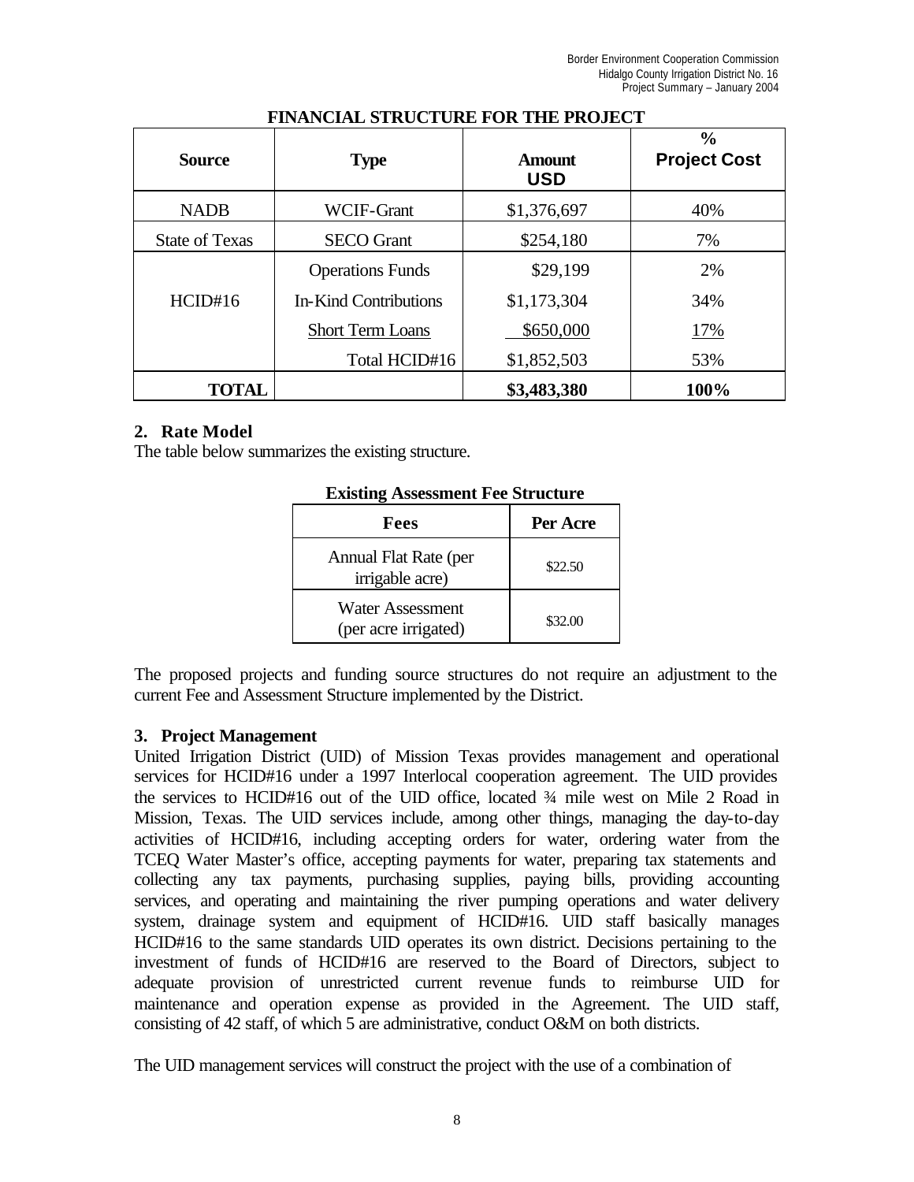**FINANCIAL STRUCTURE FOR THE PROJECT**

| Source | Type | Amount USD | % Project Cost |
|---|---|---|---|
| NADB | WCIF-Grant | $1,376,697 | 40% |
| State of Texas | SECO Grant | $254,180 | 7% |
| HCID#16 | Operations Funds | $29,199 | 2% |
| | In-Kind Contributions | $1,173,304 | 34% |
| | Short Term Loans | $650,000 | 17% |
| | Total HCID#16 | $1,852,503 | 53% |
| **TOTAL** | | **$3,483,380** | **100%** |

### 2. Rate Model

The table below summarizes the existing structure.

**Existing Assessment Fee Structure**

| Fees | Per Acre |
|---|---|
| Annual Flat Rate (per irrigable acre) | $22.50 |
| Water Assessment (per acre irrigated) | $32.00 |

The proposed projects and funding source structures do not require an adjustment to the current Fee and Assessment Structure implemented by the District.

### 3. Project Management

United Irrigation District (UID) of Mission Texas provides management and operational services for HCID#16 under a 1997 Interlocal cooperation agreement. The UID provides the services to HCID#16 out of the UID office, located ¾ mile west on Mile 2 Road in Mission, Texas. The UID services include, among other things, managing the day-to-day activities of HCID#16, including accepting orders for water, ordering water from the TCEQ Water Master's office, accepting payments for water, preparing tax statements and collecting any tax payments, purchasing supplies, paying bills, providing accounting services, and operating and maintaining the river pumping operations and water delivery system, drainage system and equipment of HCID#16. UID staff basically manages HCID#16 to the same standards UID operates its own district. Decisions pertaining to the investment of funds of HCID#16 are reserved to the Board of Directors, subject to adequate provision of unrestricted current revenue funds to reimburse UID for maintenance and operation expense as provided in the Agreement. The UID staff, consisting of 42 staff, of which 5 are administrative, conduct O&M on both districts.

The UID management services will construct the project with the use of a combination of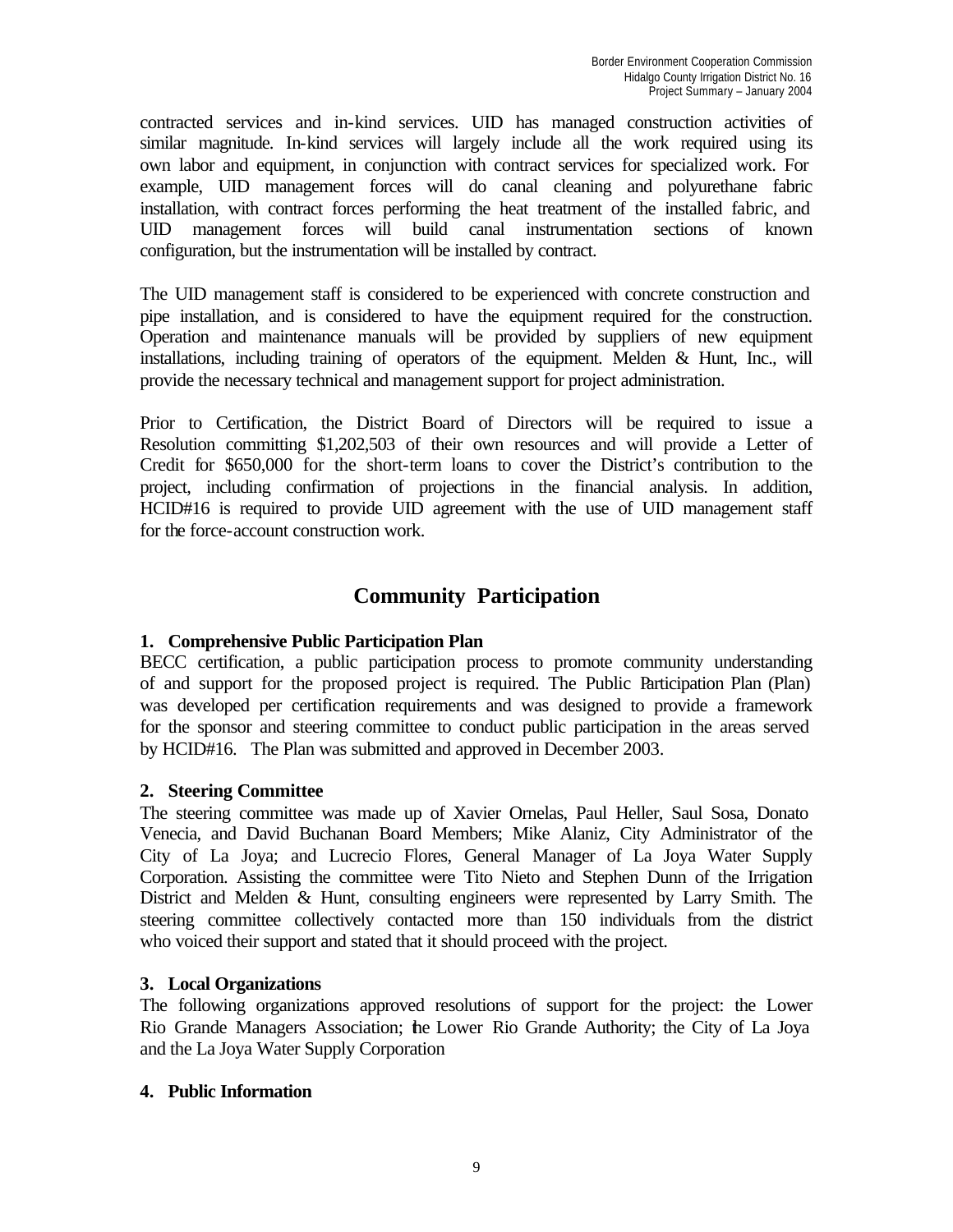contracted services and in-kind services. UID has managed construction activities of similar magnitude. In-kind services will largely include all the work required using its own labor and equipment, in conjunction with contract services for specialized work. For example, UID management forces will do canal cleaning and polyurethane fabric installation, with contract forces performing the heat treatment of the installed fabric, and UID management forces will build canal instrumentation sections of known configuration, but the instrumentation will be installed by contract.

The UID management staff is considered to be experienced with concrete construction and pipe installation, and is considered to have the equipment required for the construction. Operation and maintenance manuals will be provided by suppliers of new equipment installations, including training of operators of the equipment. Melden & Hunt, Inc., will provide the necessary technical and management support for project administration.

Prior to Certification, the District Board of Directors will be required to issue a Resolution committing $1,202,503 of their own resources and will provide a Letter of Credit for $650,000 for the short-term loans to cover the District's contribution to the project, including confirmation of projections in the financial analysis. In addition, HCID#16 is required to provide UID agreement with the use of UID management staff for the force-account construction work.

## Community Participation

**1. Comprehensive Public Participation Plan**

BECC certification, a public participation process to promote community understanding of and support for the proposed project is required. The Public Participation Plan (Plan) was developed per certification requirements and was designed to provide a framework for the sponsor and steering committee to conduct public participation in the areas served by HCID#16. The Plan was submitted and approved in December 2003.

**2. Steering Committee**

The steering committee was made up of Xavier Ornelas, Paul Heller, Saul Sosa, Donato Venecia, and David Buchanan Board Members; Mike Alaniz, City Administrator of the City of La Joya; and Lucrecio Flores, General Manager of La Joya Water Supply Corporation. Assisting the committee were Tito Nieto and Stephen Dunn of the Irrigation District and Melden & Hunt, consulting engineers were represented by Larry Smith. The steering committee collectively contacted more than 150 individuals from the district who voiced their support and stated that it should proceed with the project.

**3. Local Organizations**

The following organizations approved resolutions of support for the project: the Lower Rio Grande Managers Association; the Lower Rio Grande Authority; the City of La Joya and the La Joya Water Supply Corporation

**4. Public Information**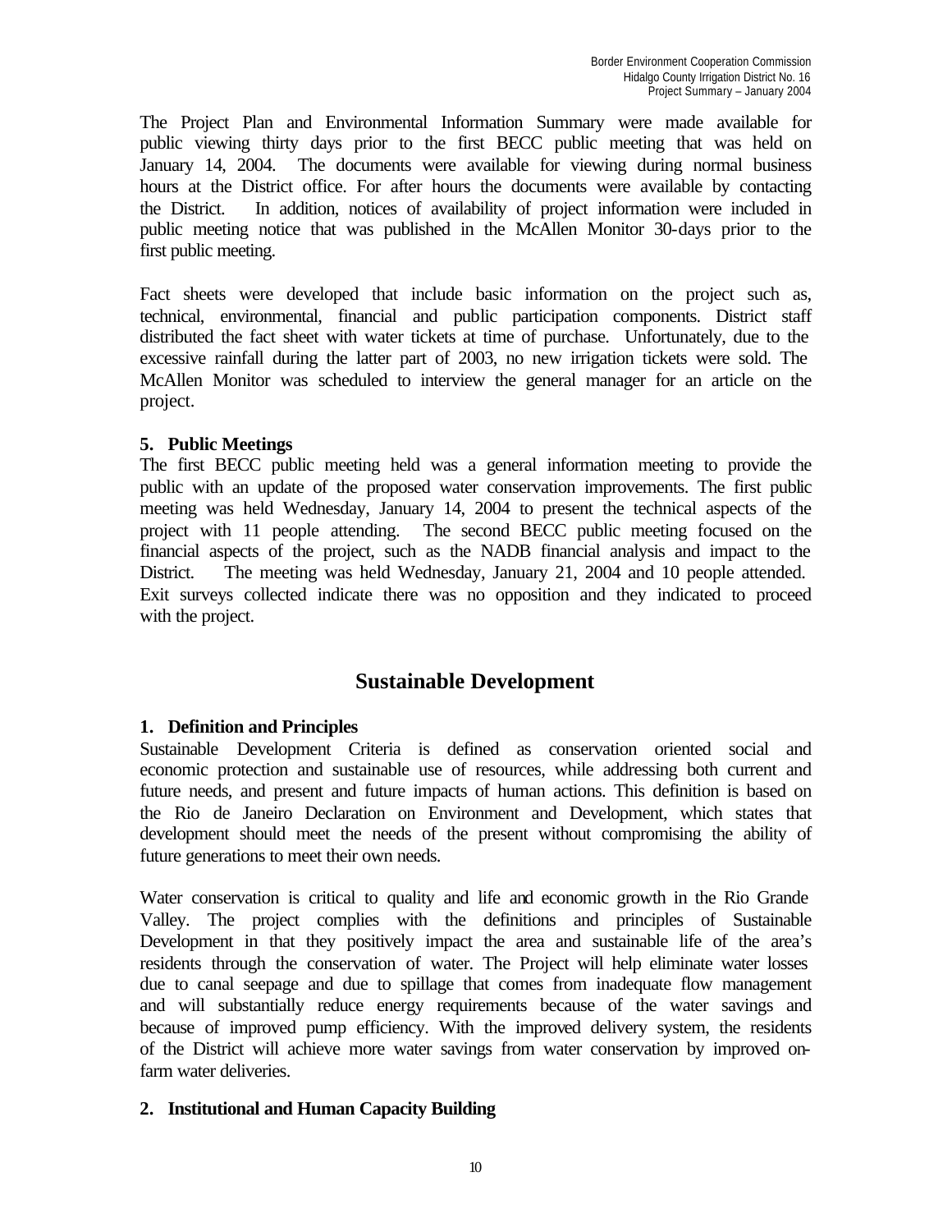The Project Plan and Environmental Information Summary were made available for public viewing thirty days prior to the first BECC public meeting that was held on January 14, 2004. The documents were available for viewing during normal business hours at the District office. For after hours the documents were available by contacting the District. In addition, notices of availability of project information were included in public meeting notice that was published in the McAllen Monitor 30-days prior to the first public meeting.

Fact sheets were developed that include basic information on the project such as, technical, environmental, financial and public participation components. District staff distributed the fact sheet with water tickets at time of purchase. Unfortunately, due to the excessive rainfall during the latter part of 2003, no new irrigation tickets were sold. The McAllen Monitor was scheduled to interview the general manager for an article on the project.

**5. Public Meetings**

The first BECC public meeting held was a general information meeting to provide the public with an update of the proposed water conservation improvements. The first public meeting was held Wednesday, January 14, 2004 to present the technical aspects of the project with 11 people attending. The second BECC public meeting focused on the financial aspects of the project, such as the NADB financial analysis and impact to the District. The meeting was held Wednesday, January 21, 2004 and 10 people attended. Exit surveys collected indicate there was no opposition and they indicated to proceed with the project.

## Sustainable Development

**1. Definition and Principles**

Sustainable Development Criteria is defined as conservation oriented social and economic protection and sustainable use of resources, while addressing both current and future needs, and present and future impacts of human actions. This definition is based on the Rio de Janeiro Declaration on Environment and Development, which states that development should meet the needs of the present without compromising the ability of future generations to meet their own needs.

Water conservation is critical to quality and life and economic growth in the Rio Grande Valley. The project complies with the definitions and principles of Sustainable Development in that they positively impact the area and sustainable life of the area's residents through the conservation of water. The Project will help eliminate water losses due to canal seepage and due to spillage that comes from inadequate flow management and will substantially reduce energy requirements because of the water savings and because of improved pump efficiency. With the improved delivery system, the residents of the District will achieve more water savings from water conservation by improved on-farm water deliveries.

**2. Institutional and Human Capacity Building**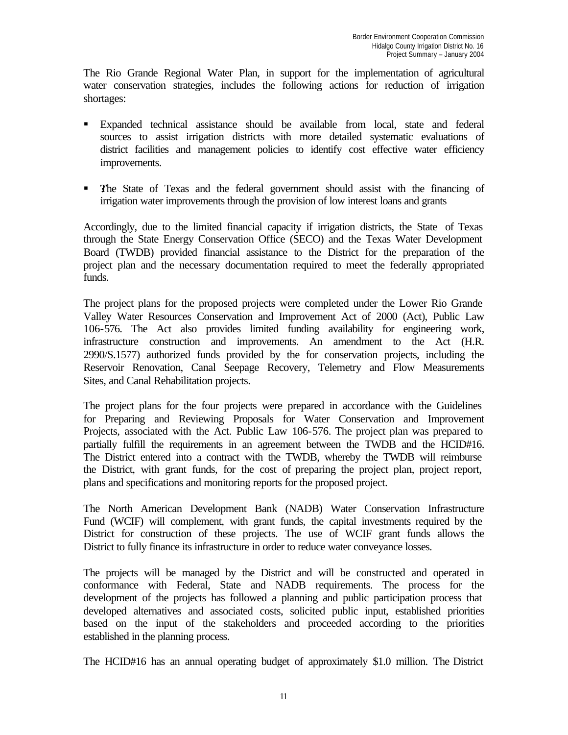The Rio Grande Regional Water Plan, in support for the implementation of agricultural water conservation strategies, includes the following actions for reduction of irrigation shortages:

- Expanded technical assistance should be available from local, state and federal sources to assist irrigation districts with more detailed systematic evaluations of district facilities and management policies to identify cost effective water efficiency improvements.
- The State of Texas and the federal government should assist with the financing of irrigation water improvements through the provision of low interest loans and grants

Accordingly, due to the limited financial capacity if irrigation districts, the State of Texas through the State Energy Conservation Office (SECO) and the Texas Water Development Board (TWDB) provided financial assistance to the District for the preparation of the project plan and the necessary documentation required to meet the federally appropriated funds.

The project plans for the proposed projects were completed under the Lower Rio Grande Valley Water Resources Conservation and Improvement Act of 2000 (Act), Public Law 106-576. The Act also provides limited funding availability for engineering work, infrastructure construction and improvements. An amendment to the Act (H.R. 2990/S.1577) authorized funds provided by the for conservation projects, including the Reservoir Renovation, Canal Seepage Recovery, Telemetry and Flow Measurements Sites, and Canal Rehabilitation projects.

The project plans for the four projects were prepared in accordance with the Guidelines for Preparing and Reviewing Proposals for Water Conservation and Improvement Projects, associated with the Act. Public Law 106-576. The project plan was prepared to partially fulfill the requirements in an agreement between the TWDB and the HCID#16. The District entered into a contract with the TWDB, whereby the TWDB will reimburse the District, with grant funds, for the cost of preparing the project plan, project report, plans and specifications and monitoring reports for the proposed project.

The North American Development Bank (NADB) Water Conservation Infrastructure Fund (WCIF) will complement, with grant funds, the capital investments required by the District for construction of these projects. The use of WCIF grant funds allows the District to fully finance its infrastructure in order to reduce water conveyance losses.

The projects will be managed by the District and will be constructed and operated in conformance with Federal, State and NADB requirements. The process for the development of the projects has followed a planning and public participation process that developed alternatives and associated costs, solicited public input, established priorities based on the input of the stakeholders and proceeded according to the priorities established in the planning process.

The HCID#16 has an annual operating budget of approximately $1.0 million. The District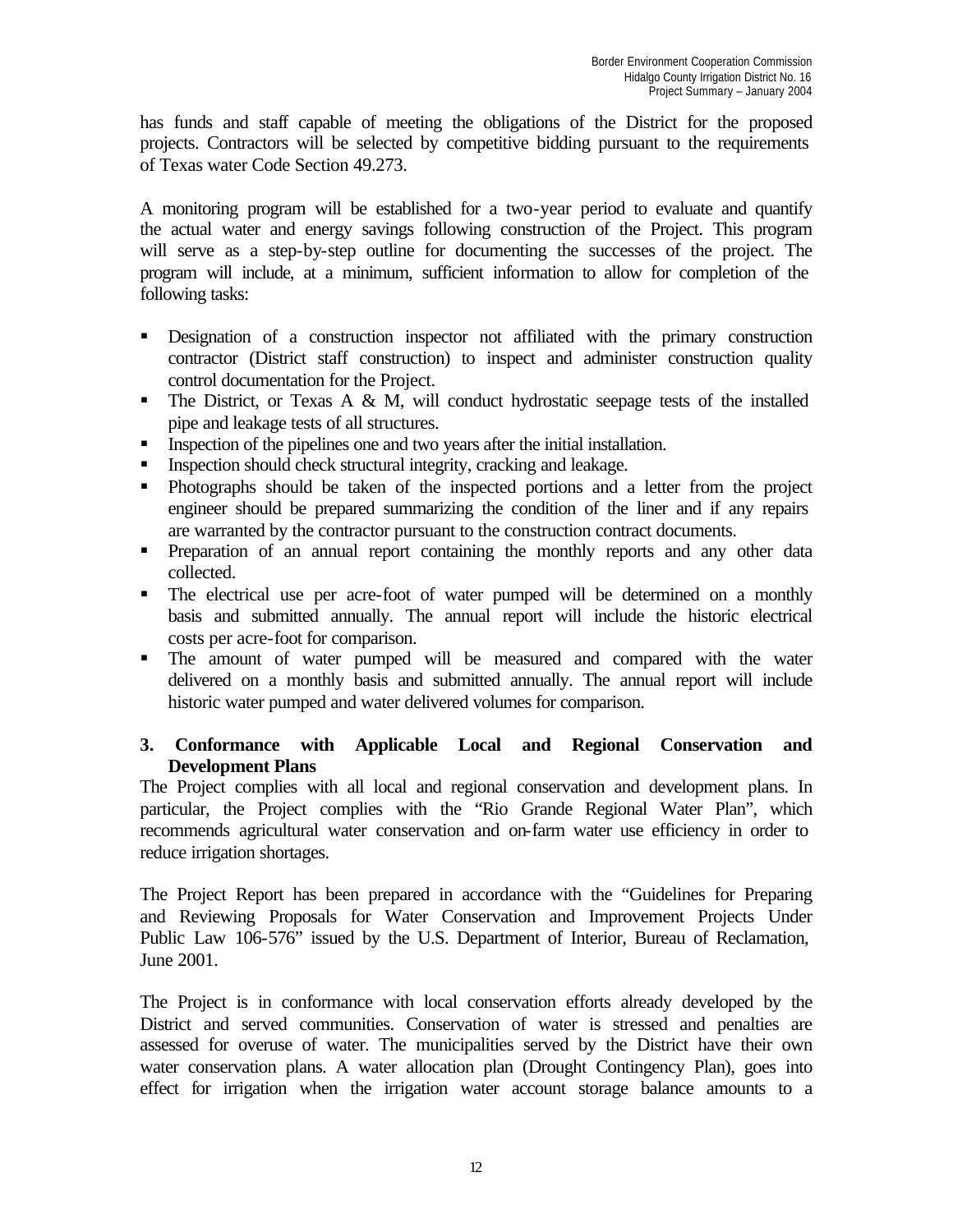has funds and staff capable of meeting the obligations of the District for the proposed projects. Contractors will be selected by competitive bidding pursuant to the requirements of Texas water Code Section 49.273.

A monitoring program will be established for a two-year period to evaluate and quantify the actual water and energy savings following construction of the Project. This program will serve as a step-by-step outline for documenting the successes of the project. The program will include, at a minimum, sufficient information to allow for completion of the following tasks:

- Designation of a construction inspector not affiliated with the primary construction contractor (District staff construction) to inspect and administer construction quality control documentation for the Project.
- The District, or Texas A & M, will conduct hydrostatic seepage tests of the installed pipe and leakage tests of all structures.
- Inspection of the pipelines one and two years after the initial installation.
- Inspection should check structural integrity, cracking and leakage.
- Photographs should be taken of the inspected portions and a letter from the project engineer should be prepared summarizing the condition of the liner and if any repairs are warranted by the contractor pursuant to the construction contract documents.
- Preparation of an annual report containing the monthly reports and any other data collected.
- The electrical use per acre-foot of water pumped will be determined on a monthly basis and submitted annually. The annual report will include the historic electrical costs per acre-foot for comparison.
- The amount of water pumped will be measured and compared with the water delivered on a monthly basis and submitted annually. The annual report will include historic water pumped and water delivered volumes for comparison.

### 3. Conformance with Applicable Local and Regional Conservation and Development Plans

The Project complies with all local and regional conservation and development plans. In particular, the Project complies with the "Rio Grande Regional Water Plan", which recommends agricultural water conservation and on-farm water use efficiency in order to reduce irrigation shortages.

The Project Report has been prepared in accordance with the "Guidelines for Preparing and Reviewing Proposals for Water Conservation and Improvement Projects Under Public Law 106-576" issued by the U.S. Department of Interior, Bureau of Reclamation, June 2001.

The Project is in conformance with local conservation efforts already developed by the District and served communities. Conservation of water is stressed and penalties are assessed for overuse of water. The municipalities served by the District have their own water conservation plans. A water allocation plan (Drought Contingency Plan), goes into effect for irrigation when the irrigation water account storage balance amounts to a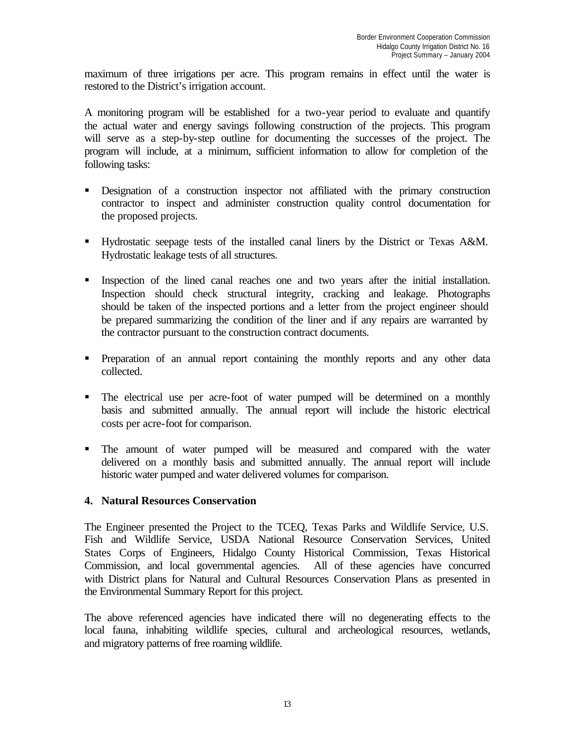maximum of three irrigations per acre. This program remains in effect until the water is restored to the District's irrigation account.

A monitoring program will be established for a two-year period to evaluate and quantify the actual water and energy savings following construction of the projects. This program will serve as a step-by-step outline for documenting the successes of the project. The program will include, at a minimum, sufficient information to allow for completion of the following tasks:

- Designation of a construction inspector not affiliated with the primary construction contractor to inspect and administer construction quality control documentation for the proposed projects.
- Hydrostatic seepage tests of the installed canal liners by the District or Texas A&M. Hydrostatic leakage tests of all structures.
- Inspection of the lined canal reaches one and two years after the initial installation. Inspection should check structural integrity, cracking and leakage. Photographs should be taken of the inspected portions and a letter from the project engineer should be prepared summarizing the condition of the liner and if any repairs are warranted by the contractor pursuant to the construction contract documents.
- Preparation of an annual report containing the monthly reports and any other data collected.
- The electrical use per acre-foot of water pumped will be determined on a monthly basis and submitted annually. The annual report will include the historic electrical costs per acre-foot for comparison.
- The amount of water pumped will be measured and compared with the water delivered on a monthly basis and submitted annually. The annual report will include historic water pumped and water delivered volumes for comparison.

## 4. Natural Resources Conservation

The Engineer presented the Project to the TCEQ, Texas Parks and Wildlife Service, U.S. Fish and Wildlife Service, USDA National Resource Conservation Services, United States Corps of Engineers, Hidalgo County Historical Commission, Texas Historical Commission, and local governmental agencies. All of these agencies have concurred with District plans for Natural and Cultural Resources Conservation Plans as presented in the Environmental Summary Report for this project.

The above referenced agencies have indicated there will no degenerating effects to the local fauna, inhabiting wildlife species, cultural and archeological resources, wetlands, and migratory patterns of free roaming wildlife.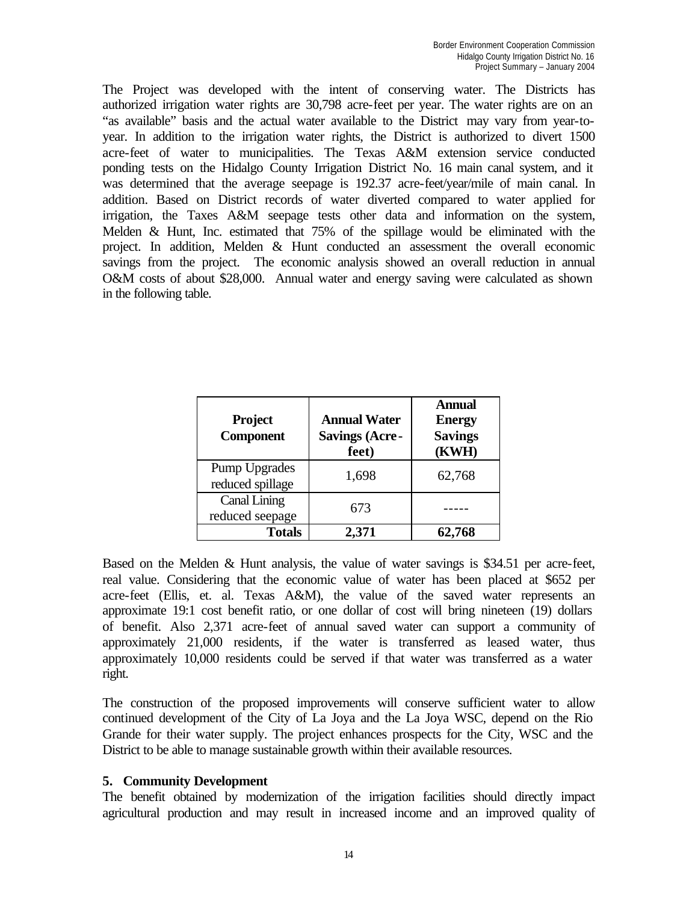The Project was developed with the intent of conserving water. The Districts has authorized irrigation water rights are 30,798 acre-feet per year. The water rights are on an "as available" basis and the actual water available to the District may vary from year-to-year. In addition to the irrigation water rights, the District is authorized to divert 1500 acre-feet of water to municipalities. The Texas A&M extension service conducted ponding tests on the Hidalgo County Irrigation District No. 16 main canal system, and it was determined that the average seepage is 192.37 acre-feet/year/mile of main canal. In addition. Based on District records of water diverted compared to water applied for irrigation, the Taxes A&M seepage tests other data and information on the system, Melden & Hunt, Inc. estimated that 75% of the spillage would be eliminated with the project. In addition, Melden & Hunt conducted an assessment the overall economic savings from the project. The economic analysis showed an overall reduction in annual O&M costs of about $28,000. Annual water and energy saving were calculated as shown in the following table.

| Project Component | Annual Water Savings (Acre-feet) | Annual Energy Savings (KWH) |
|---|---|---|
| Pump Upgrades reduced spillage | 1,698 | 62,768 |
| Canal Lining reduced seepage | 673 | ----- |
| **Totals** | **2,371** | **62,768** |

Based on the Melden & Hunt analysis, the value of water savings is $34.51 per acre-feet, real value. Considering that the economic value of water has been placed at $652 per acre-feet (Ellis, et. al. Texas A&M), the value of the saved water represents an approximate 19:1 cost benefit ratio, or one dollar of cost will bring nineteen (19) dollars of benefit. Also 2,371 acre-feet of annual saved water can support a community of approximately 21,000 residents, if the water is transferred as leased water, thus approximately 10,000 residents could be served if that water was transferred as a water right.

The construction of the proposed improvements will conserve sufficient water to allow continued development of the City of La Joya and the La Joya WSC, depend on the Rio Grande for their water supply. The project enhances prospects for the City, WSC and the District to be able to manage sustainable growth within their available resources.

**5. Community Development**

The benefit obtained by modernization of the irrigation facilities should directly impact agricultural production and may result in increased income and an improved quality of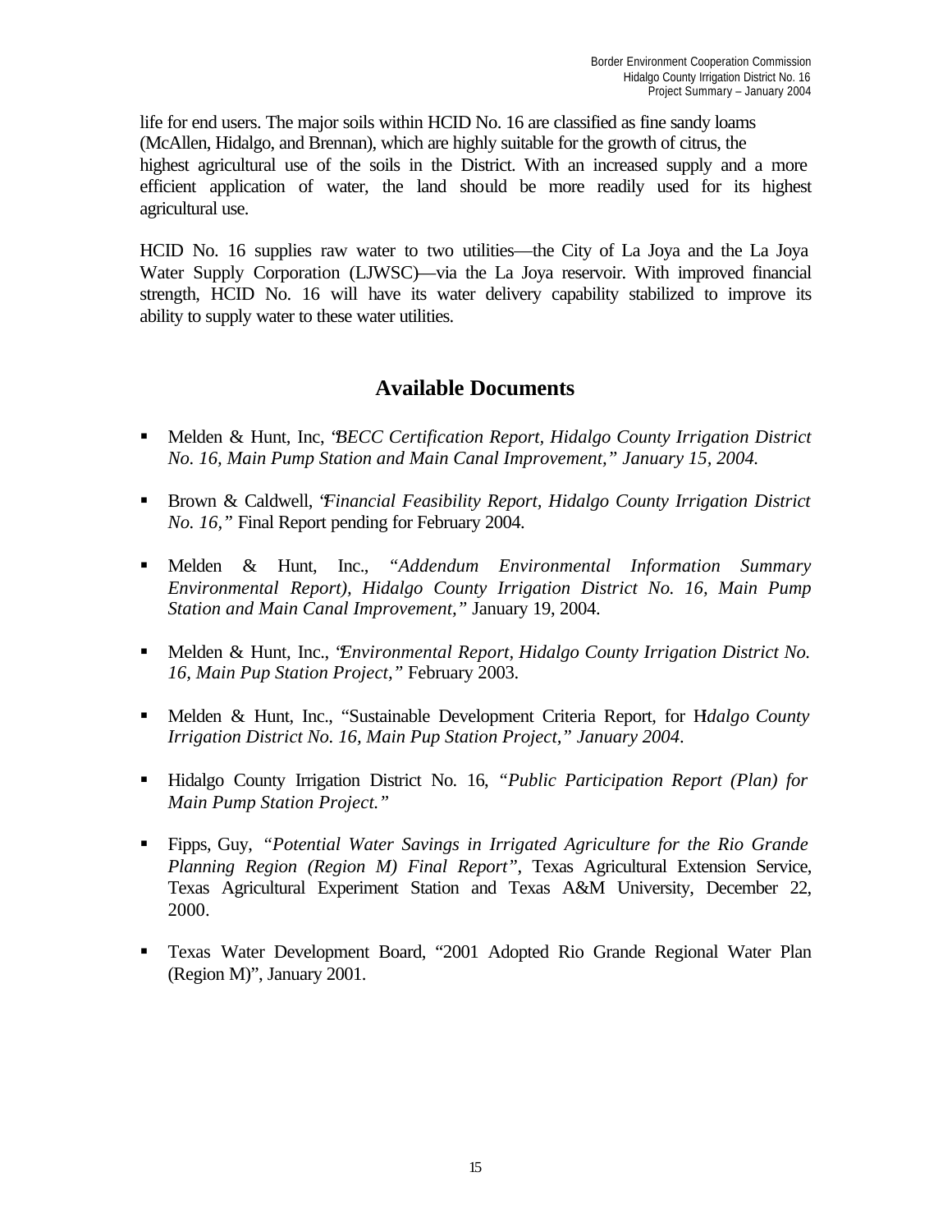life for end users. The major soils within HCID No. 16 are classified as fine sandy loams (McAllen, Hidalgo, and Brennan), which are highly suitable for the growth of citrus, the highest agricultural use of the soils in the District. With an increased supply and a more efficient application of water, the land should be more readily used for its highest agricultural use.

HCID No. 16 supplies raw water to two utilities—the City of La Joya and the La Joya Water Supply Corporation (LJWSC)—via the La Joya reservoir. With improved financial strength, HCID No. 16 will have its water delivery capability stabilized to improve its ability to supply water to these water utilities.

## Available Documents

- Melden & Hunt, Inc, "*BECC Certification Report, Hidalgo County Irrigation District No. 16, Main Pump Station and Main Canal Improvement," January 15, 2004.*
- Brown & Caldwell, "*Financial Feasibility Report, Hidalgo County Irrigation District No. 16,"* Final Report pending for February 2004.
- Melden & Hunt, Inc., *"Addendum Environmental Information Summary Environmental Report), Hidalgo County Irrigation District No. 16, Main Pump Station and Main Canal Improvement,"* January 19, 2004.
- Melden & Hunt, Inc., "*Environmental Report, Hidalgo County Irrigation District No. 16, Main Pup Station Project,"* February 2003.
- Melden & Hunt, Inc., "Sustainable Development Criteria Report, for H*idalgo County Irrigation District No. 16, Main Pup Station Project," January 2004.*
- Hidalgo County Irrigation District No. 16, *"Public Participation Report (Plan) for Main Pump Station Project."*
- Fipps, Guy, *"Potential Water Savings in Irrigated Agriculture for the Rio Grande Planning Region (Region M) Final Report"*, Texas Agricultural Extension Service, Texas Agricultural Experiment Station and Texas A&M University, December 22, 2000.
- Texas Water Development Board, "2001 Adopted Rio Grande Regional Water Plan (Region M)", January 2001.